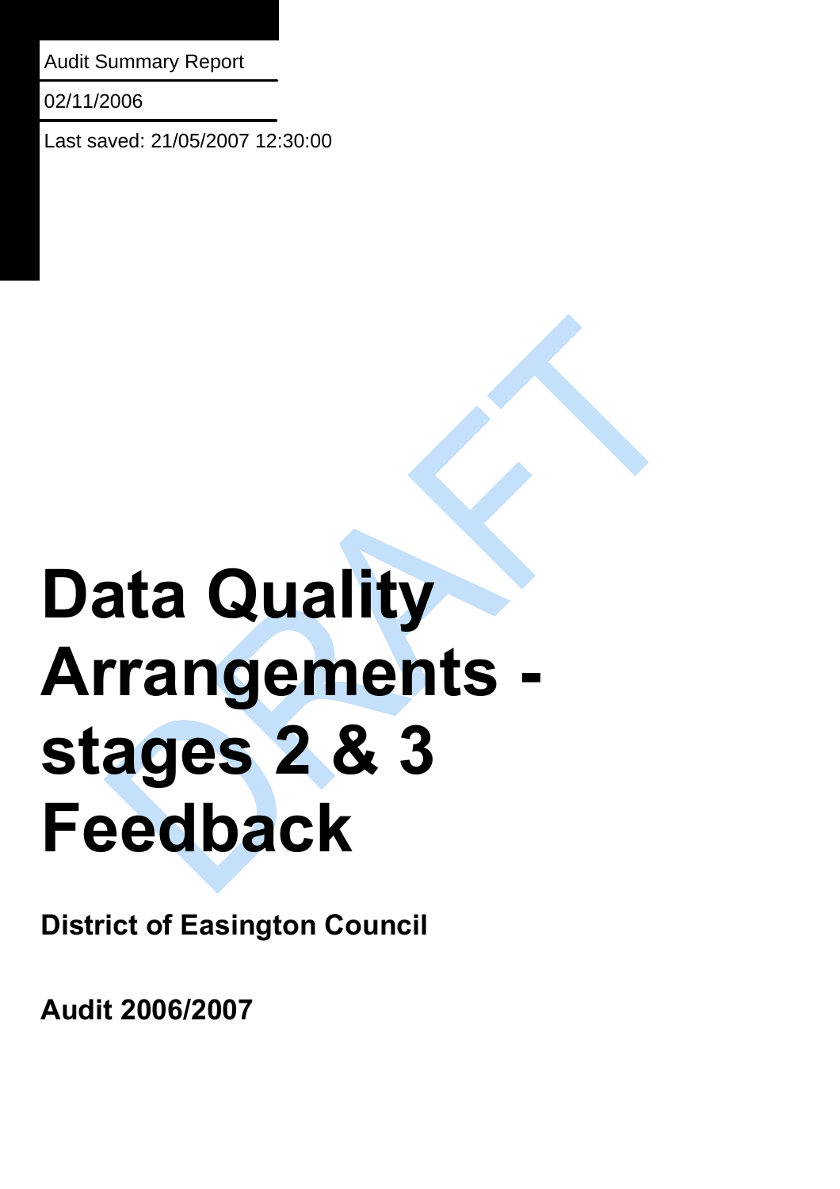Audit Summary Report

02/11/2006

Last saved: 21/05/2007 12:30:00

# Data Quality Arrangements - stages 2 & 3 Feedback

**District of Easington Council**

**Audit 2006/2007**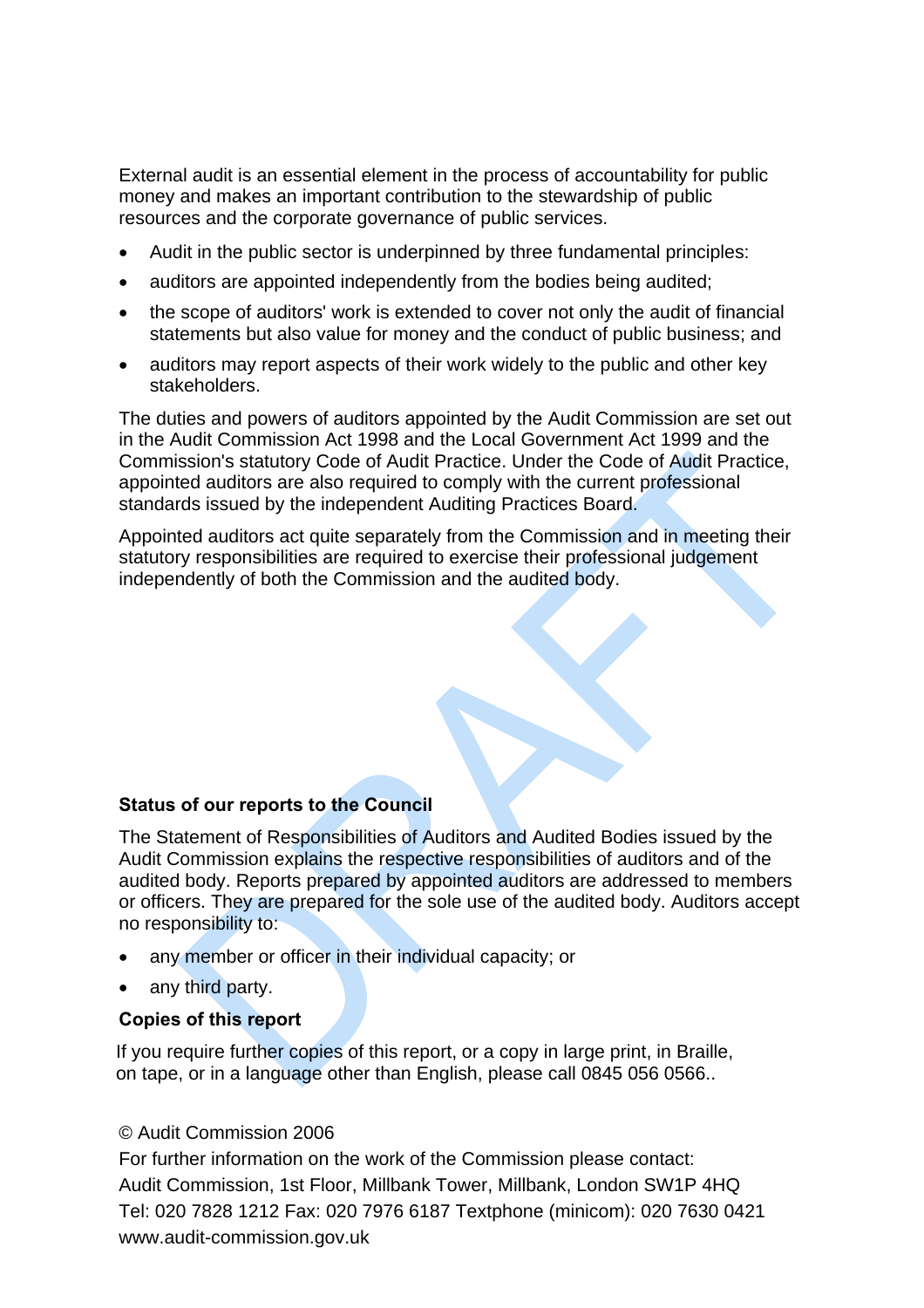External audit is an essential element in the process of accountability for public money and makes an important contribution to the stewardship of public resources and the corporate governance of public services.

- Audit in the public sector is underpinned by three fundamental principles:
- auditors are appointed independently from the bodies being audited;
- the scope of auditors' work is extended to cover not only the audit of financial statements but also value for money and the conduct of public business; and
- auditors may report aspects of their work widely to the public and other key stakeholders.

The duties and powers of auditors appointed by the Audit Commission are set out in the Audit Commission Act 1998 and the Local Government Act 1999 and the Commission's statutory Code of Audit Practice. Under the Code of Audit Practice, appointed auditors are also required to comply with the current professional standards issued by the independent Auditing Practices Board.

Appointed auditors act quite separately from the Commission and in meeting their statutory responsibilities are required to exercise their professional judgement independently of both the Commission and the audited body.

**Status of our reports to the Council**

The Statement of Responsibilities of Auditors and Audited Bodies issued by the Audit Commission explains the respective responsibilities of auditors and of the audited body. Reports prepared by appointed auditors are addressed to members or officers. They are prepared for the sole use of the audited body. Auditors accept no responsibility to:

- any member or officer in their individual capacity; or
- any third party.

**Copies of this report**

If you require further copies of this report, or a copy in large print, in Braille, on tape, or in a language other than English, please call 0845 056 0566..

© Audit Commission 2006

For further information on the work of the Commission please contact:

Audit Commission, 1st Floor, Millbank Tower, Millbank, London SW1P 4HQ

Tel: 020 7828 1212 Fax: 020 7976 6187 Textphone (minicom): 020 7630 0421

www.audit-commission.gov.uk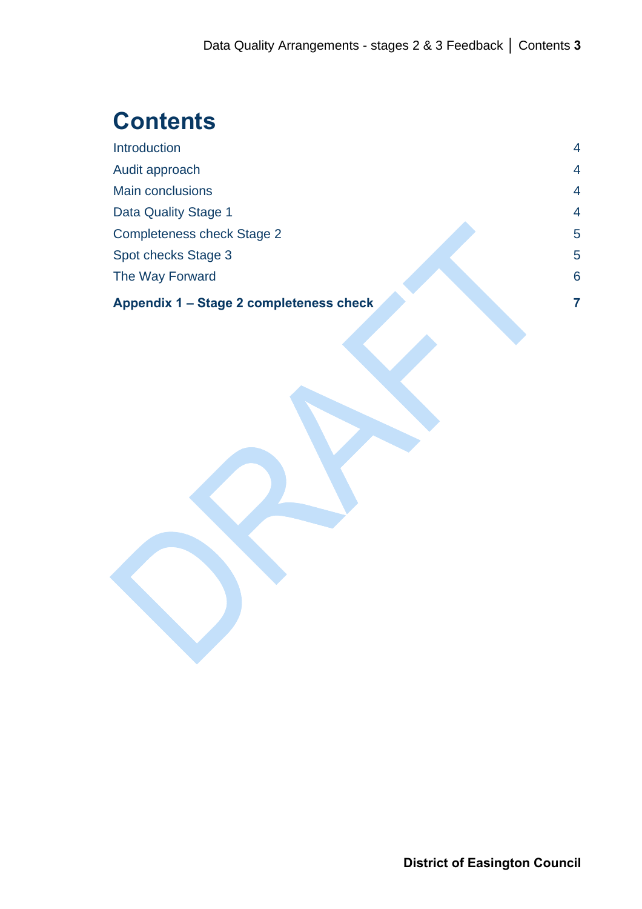# Contents

| | |
|---|---|
| Introduction | 4 |
| Audit approach | 4 |
| Main conclusions | 4 |
| Data Quality Stage 1 | 4 |
| Completeness check Stage 2 | 5 |
| Spot checks Stage 3 | 5 |
| The Way Forward | 6 |
| **Appendix 1 – Stage 2 completeness check** | **7** |

DRAFT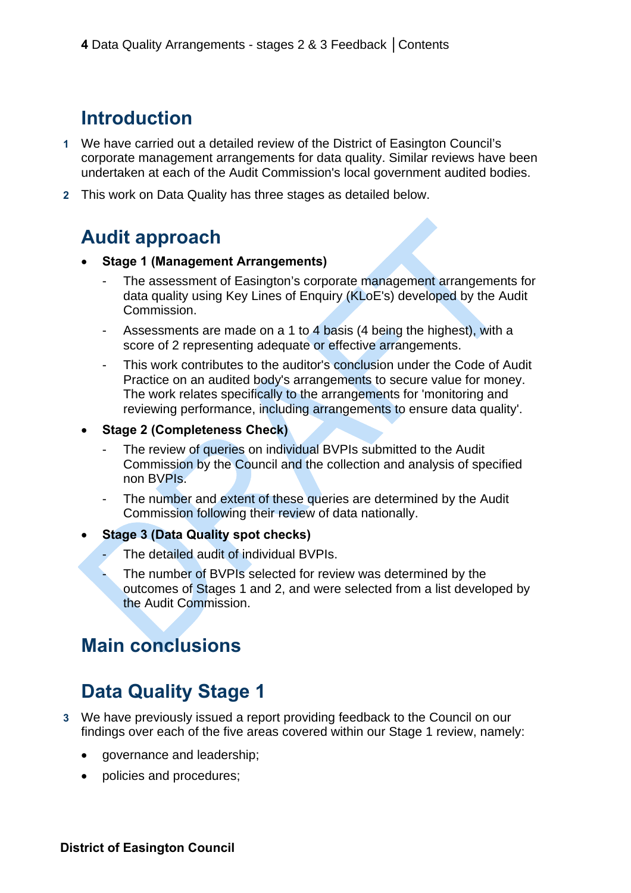## Introduction

1 We have carried out a detailed review of the District of Easington Council's corporate management arrangements for data quality. Similar reviews have been undertaken at each of the Audit Commission's local government audited bodies.

2 This work on Data Quality has three stages as detailed below.

## Audit approach

- **Stage 1 (Management Arrangements)**
  - The assessment of Easington's corporate management arrangements for data quality using Key Lines of Enquiry (KLoE's) developed by the Audit Commission.
  - Assessments are made on a 1 to 4 basis (4 being the highest), with a score of 2 representing adequate or effective arrangements.
  - This work contributes to the auditor's conclusion under the Code of Audit Practice on an audited body's arrangements to secure value for money. The work relates specifically to the arrangements for 'monitoring and reviewing performance, including arrangements to ensure data quality'.
- **Stage 2 (Completeness Check)**
  - The review of queries on individual BVPIs submitted to the Audit Commission by the Council and the collection and analysis of specified non BVPIs.
  - The number and extent of these queries are determined by the Audit Commission following their review of data nationally.
- **Stage 3 (Data Quality spot checks)**
  - The detailed audit of individual BVPIs.
  - The number of BVPIs selected for review was determined by the outcomes of Stages 1 and 2, and were selected from a list developed by the Audit Commission.

## Main conclusions

## Data Quality Stage 1

3 We have previously issued a report providing feedback to the Council on our findings over each of the five areas covered within our Stage 1 review, namely:

- governance and leadership;
- policies and procedures;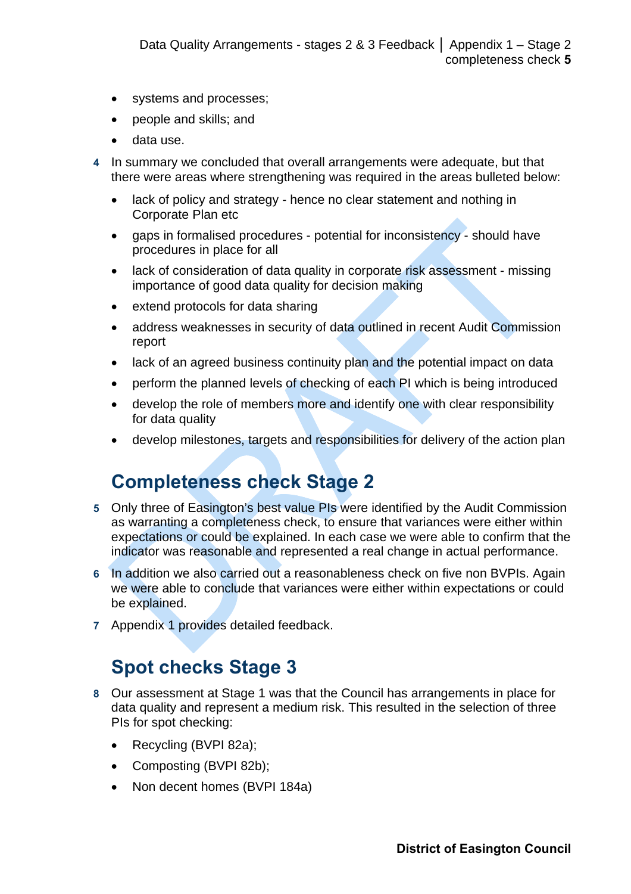- systems and processes;
- people and skills; and
- data use.

4 In summary we concluded that overall arrangements were adequate, but that there were areas where strengthening was required in the areas bulleted below:

- lack of policy and strategy - hence no clear statement and nothing in Corporate Plan etc
- gaps in formalised procedures - potential for inconsistency - should have procedures in place for all
- lack of consideration of data quality in corporate risk assessment - missing importance of good data quality for decision making
- extend protocols for data sharing
- address weaknesses in security of data outlined in recent Audit Commission report
- lack of an agreed business continuity plan and the potential impact on data
- perform the planned levels of checking of each PI which is being introduced
- develop the role of members more and identify one with clear responsibility for data quality
- develop milestones, targets and responsibilities for delivery of the action plan

## Completeness check Stage 2

5 Only three of Easington's best value PIs were identified by the Audit Commission as warranting a completeness check, to ensure that variances were either within expectations or could be explained. In each case we were able to confirm that the indicator was reasonable and represented a real change in actual performance.

6 In addition we also carried out a reasonableness check on five non BVPIs. Again we were able to conclude that variances were either within expectations or could be explained.

7 Appendix 1 provides detailed feedback.

## Spot checks Stage 3

8 Our assessment at Stage 1 was that the Council has arrangements in place for data quality and represent a medium risk. This resulted in the selection of three PIs for spot checking:

- Recycling (BVPI 82a);
- Composting (BVPI 82b);
- Non decent homes (BVPI 184a)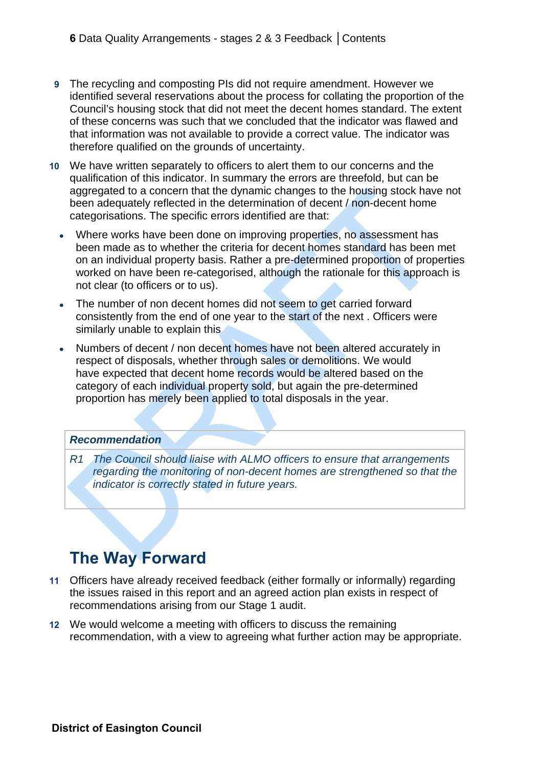9 The recycling and composting PIs did not require amendment. However we identified several reservations about the process for collating the proportion of the Council's housing stock that did not meet the decent homes standard. The extent of these concerns was such that we concluded that the indicator was flawed and that information was not available to provide a correct value. The indicator was therefore qualified on the grounds of uncertainty.

10 We have written separately to officers to alert them to our concerns and the qualification of this indicator. In summary the errors are threefold, but can be aggregated to a concern that the dynamic changes to the housing stock have not been adequately reflected in the determination of decent / non-decent home categorisations. The specific errors identified are that:

- Where works have been done on improving properties, no assessment has been made as to whether the criteria for decent homes standard has been met on an individual property basis. Rather a pre-determined proportion of properties worked on have been re-categorised, although the rationale for this approach is not clear (to officers or to us).
- The number of non decent homes did not seem to get carried forward consistently from the end of one year to the start of the next . Officers were similarly unable to explain this
- Numbers of decent / non decent homes have not been altered accurately in respect of disposals, whether through sales or demolitions. We would have expected that decent home records would be altered based on the category of each individual property sold, but again the pre-determined proportion has merely been applied to total disposals in the year.

| ***Recommendation*** |
| --- |
| *R1 The Council should liaise with ALMO officers to ensure that arrangements regarding the monitoring of non-decent homes are strengthened so that the indicator is correctly stated in future years.* |

## The Way Forward

11 Officers have already received feedback (either formally or informally) regarding the issues raised in this report and an agreed action plan exists in respect of recommendations arising from our Stage 1 audit.

12 We would welcome a meeting with officers to discuss the remaining recommendation, with a view to agreeing what further action may be appropriate.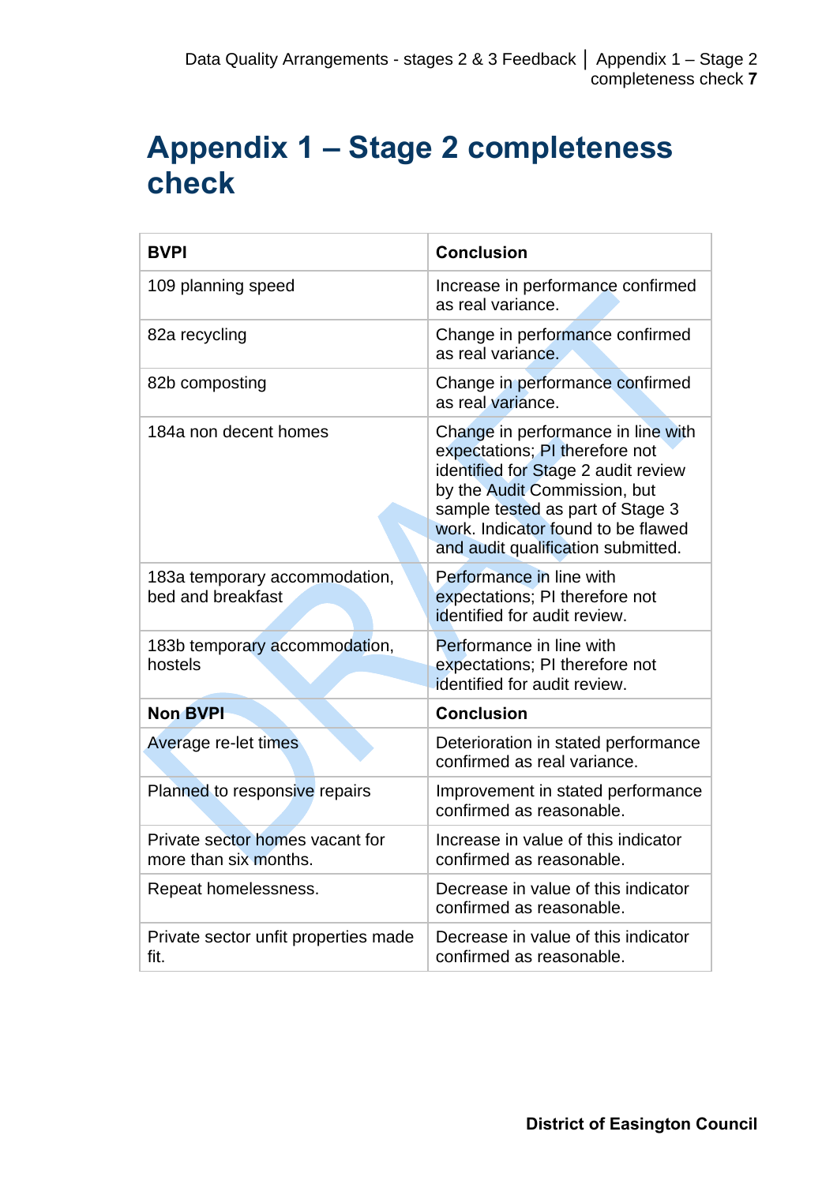# Appendix 1 – Stage 2 completeness check

| BVPI | Conclusion |
|---|---|
| 109 planning speed | Increase in performance confirmed as real variance. |
| 82a recycling | Change in performance confirmed as real variance. |
| 82b composting | Change in performance confirmed as real variance. |
| 184a non decent homes | Change in performance in line with expectations; PI therefore not identified for Stage 2 audit review by the Audit Commission, but sample tested as part of Stage 3 work. Indicator found to be flawed and audit qualification submitted. |
| 183a temporary accommodation, bed and breakfast | Performance in line with expectations; PI therefore not identified for audit review. |
| 183b temporary accommodation, hostels | Performance in line with expectations; PI therefore not identified for audit review. |
| **Non BVPI** | **Conclusion** |
| Average re-let times | Deterioration in stated performance confirmed as real variance. |
| Planned to responsive repairs | Improvement in stated performance confirmed as reasonable. |
| Private sector homes vacant for more than six months. | Increase in value of this indicator confirmed as reasonable. |
| Repeat homelessness. | Decrease in value of this indicator confirmed as reasonable. |
| Private sector unfit properties made fit. | Decrease in value of this indicator confirmed as reasonable. |